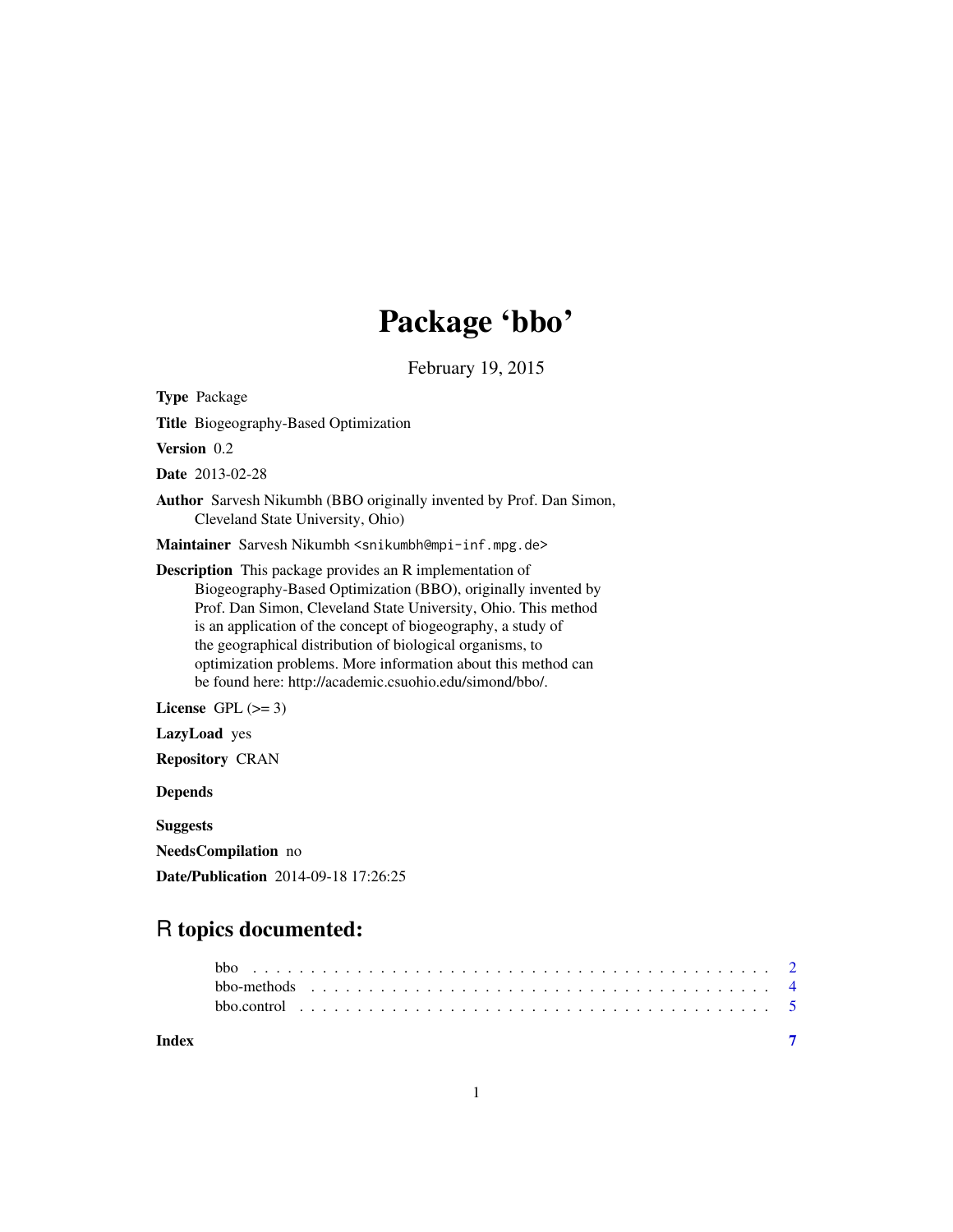# Package 'bbo'

February 19, 2015

**Type** Package

**Title** Biogeography-Based Optimization

**Version** 0.2

**Date** 2013-02-28

**Author** Sarvesh Nikumbh (BBO originally invented by Prof. Dan Simon, Cleveland State University, Ohio)

**Maintainer** Sarvesh Nikumbh <snikumbh@mpi-inf.mpg.de>

**Description** This package provides an R implementation of Biogeography-Based Optimization (BBO), originally invented by Prof. Dan Simon, Cleveland State University, Ohio. This method is an application of the concept of biogeography, a study of the geographical distribution of biological organisms, to optimization problems. More information about this method can be found here: http://academic.csuohio.edu/simond/bbo/.

**License** GPL (>= 3)

**LazyLoad** yes

**Repository** CRAN

**Depends**

**Suggests**

**NeedsCompilation** no

**Date/Publication** 2014-09-18 17:26:25

## R topics documented:

bbo . . . . . . . . . . . . . . . . . . . . . . . . . . . . . . . . . . . . . . . . . . . 2
bbo-methods . . . . . . . . . . . . . . . . . . . . . . . . . . . . . . . . . . . . . . 4
bbo.control . . . . . . . . . . . . . . . . . . . . . . . . . . . . . . . . . . . . . . . 5

**Index** **7**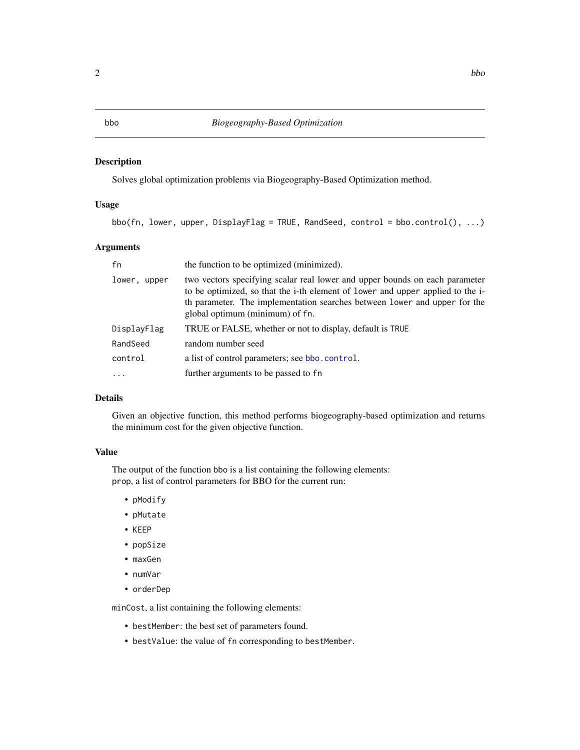# bbo — *Biogeography-Based Optimization*

## Description

Solves global optimization problems via Biogeography-Based Optimization method.

## Usage

```
bbo(fn, lower, upper, DisplayFlag = TRUE, RandSeed, control = bbo.control(), ...)
```

## Arguments

| | |
|---|---|
| `fn` | the function to be optimized (minimized). |
| `lower, upper` | two vectors specifying scalar real lower and upper bounds on each parameter to be optimized, so that the i-th element of `lower` and `upper` applied to the i-th parameter. The implementation searches between `lower` and `upper` for the global optimum (minimum) of `fn`. |
| `DisplayFlag` | TRUE or FALSE, whether or not to display, default is `TRUE` |
| `RandSeed` | random number seed |
| `control` | a list of control parameters; see `bbo.control`. |
| `...` | further arguments to be passed to `fn` |

## Details

Given an objective function, this method performs biogeography-based optimization and returns the minimum cost for the given objective function.

## Value

The output of the function `bbo` is a list containing the following elements:
`prop`, a list of control parameters for BBO for the current run:

- `pModify`
- `pMutate`
- `KEEP`
- `popSize`
- `maxGen`
- `numVar`
- `orderDep`

`minCost`, a list containing the following elements:

- `bestMember`: the best set of parameters found.
- `bestValue`: the value of `fn` corresponding to `bestMember`.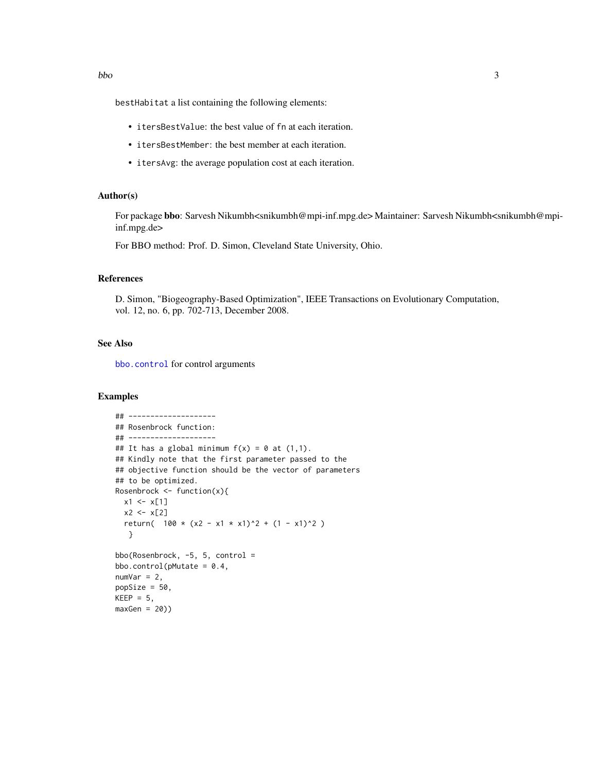`bestHabitat` a list containing the following elements:

- `itersBestValue`: the best value of `fn` at each iteration.
- `itersBestMember`: the best member at each iteration.
- `itersAvg`: the average population cost at each iteration.

### Author(s)

For package **bbo**: Sarvesh Nikumbh<snikumbh@mpi-inf.mpg.de> Maintainer: Sarvesh Nikumbh<snikumbh@mpi-inf.mpg.de>

For BBO method: Prof. D. Simon, Cleveland State University, Ohio.

### References

D. Simon, "Biogeography-Based Optimization", IEEE Transactions on Evolutionary Computation, vol. 12, no. 6, pp. 702-713, December 2008.

### See Also

`bbo.control` for control arguments

### Examples

```
## --------------------
## Rosenbrock function:
## --------------------
## It has a global minimum f(x) = 0 at (1,1).
## Kindly note that the first parameter passed to the
## objective function should be the vector of parameters
## to be optimized.
Rosenbrock <- function(x){
  x1 <- x[1]
  x2 <- x[2]
  return(  100 * (x2 - x1 * x1)^2 + (1 - x1)^2 )
   }

bbo(Rosenbrock, -5, 5, control =
bbo.control(pMutate = 0.4,
numVar = 2,
popSize = 50,
KEEP = 5,
maxGen = 20))
```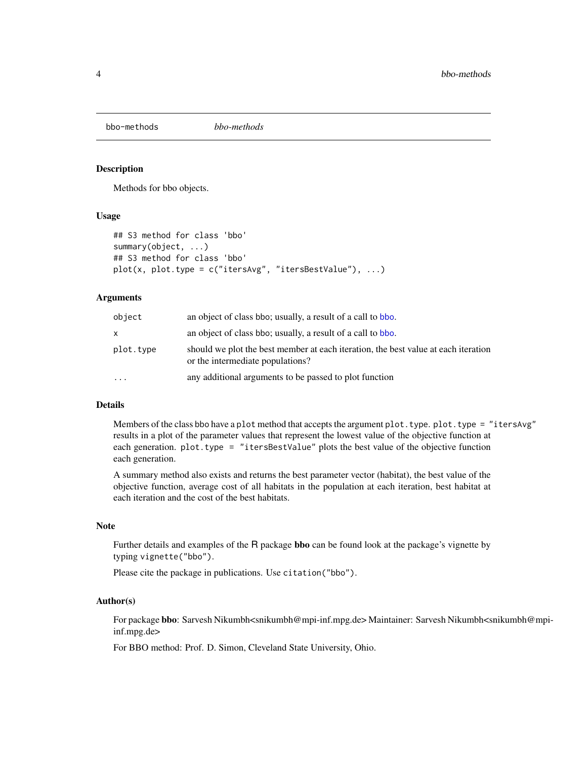# bbo-methods *bbo-methods*

## Description

Methods for bbo objects.

## Usage

```
## S3 method for class 'bbo'
summary(object, ...)
## S3 method for class 'bbo'
plot(x, plot.type = c("itersAvg", "itersBestValue"), ...)
```

## Arguments

| | |
|---|---|
| `object` | an object of class bbo; usually, a result of a call to bbo. |
| `x` | an object of class bbo; usually, a result of a call to bbo. |
| `plot.type` | should we plot the best member at each iteration, the best value at each iteration or the intermediate populations? |
| `...` | any additional arguments to be passed to plot function |

## Details

Members of the class bbo have a `plot` method that accepts the argument `plot.type`. `plot.type = "itersAvg"` results in a plot of the parameter values that represent the lowest value of the objective function at each generation. `plot.type = "itersBestValue"` plots the best value of the objective function each generation.

A summary method also exists and returns the best parameter vector (habitat), the best value of the objective function, average cost of all habitats in the population at each iteration, best habitat at each iteration and the cost of the best habitats.

## Note

Further details and examples of the R package **bbo** can be found look at the package's vignette by typing `vignette("bbo")`.

Please cite the package in publications. Use `citation("bbo")`.

## Author(s)

For package **bbo**: Sarvesh Nikumbh<snikumbh@mpi-inf.mpg.de> Maintainer: Sarvesh Nikumbh<snikumbh@mpi-inf.mpg.de>

For BBO method: Prof. D. Simon, Cleveland State University, Ohio.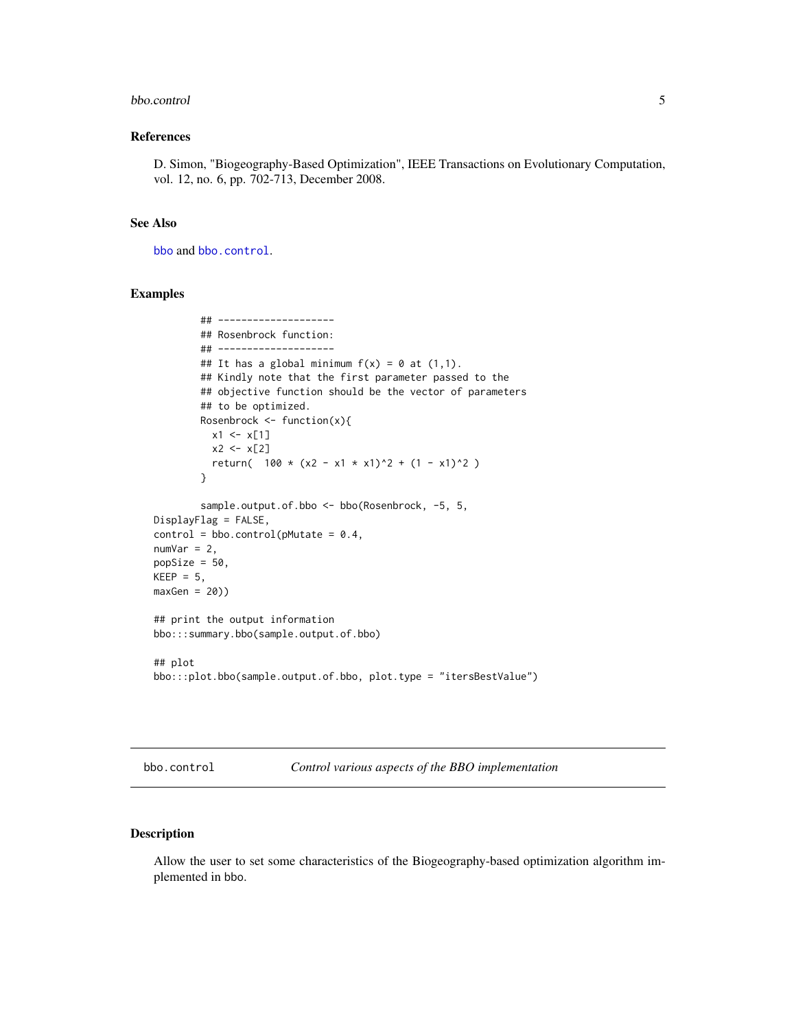### References

D. Simon, "Biogeography-Based Optimization", IEEE Transactions on Evolutionary Computation, vol. 12, no. 6, pp. 702-713, December 2008.

### See Also

bbo and bbo.control.

### Examples

```
        ## --------------------
        ## Rosenbrock function:
        ## --------------------
        ## It has a global minimum f(x) = 0 at (1,1).
        ## Kindly note that the first parameter passed to the
        ## objective function should be the vector of parameters
        ## to be optimized.
        Rosenbrock <- function(x){
          x1 <- x[1]
          x2 <- x[2]
          return(  100 * (x2 - x1 * x1)^2 + (1 - x1)^2 )
        }

        sample.output.of.bbo <- bbo(Rosenbrock, -5, 5,
DisplayFlag = FALSE,
control = bbo.control(pMutate = 0.4,
numVar = 2,
popSize = 50,
KEEP = 5,
maxGen = 20))

## print the output information
bbo:::summary.bbo(sample.output.of.bbo)

## plot
bbo:::plot.bbo(sample.output.of.bbo, plot.type = "itersBestValue")
```

---

## bbo.control — *Control various aspects of the BBO implementation*

### Description

Allow the user to set some characteristics of the Biogeography-based optimization algorithm implemented in bbo.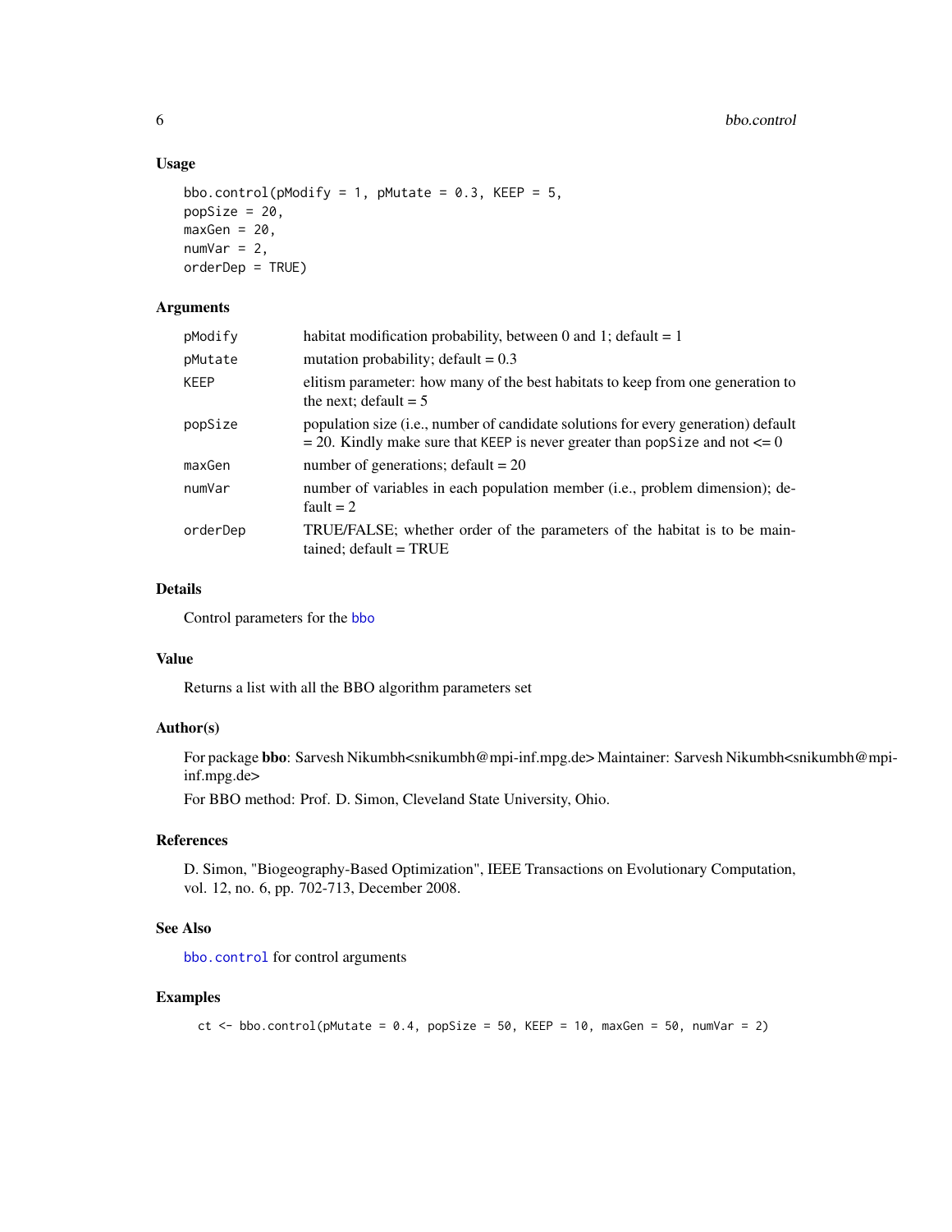## Usage

```
bbo.control(pModify = 1, pMutate = 0.3, KEEP = 5,
popSize = 20,
maxGen = 20,
numVar = 2,
orderDep = TRUE)
```

## Arguments

| Argument | Description |
| --- | --- |
| pModify | habitat modification probability, between 0 and 1; default = 1 |
| pMutate | mutation probability; default = 0.3 |
| KEEP | elitism parameter: how many of the best habitats to keep from one generation to the next; default = 5 |
| popSize | population size (i.e., number of candidate solutions for every generation) default = 20. Kindly make sure that KEEP is never greater than popSize and not <= 0 |
| maxGen | number of generations; default = 20 |
| numVar | number of variables in each population member (i.e., problem dimension); default = 2 |
| orderDep | TRUE/FALSE; whether order of the parameters of the habitat is to be maintained; default = TRUE |

## Details

Control parameters for the bbo

## Value

Returns a list with all the BBO algorithm parameters set

## Author(s)

For package **bbo**: Sarvesh Nikumbh<snikumbh@mpi-inf.mpg.de> Maintainer: Sarvesh Nikumbh<snikumbh@mpi-inf.mpg.de>

For BBO method: Prof. D. Simon, Cleveland State University, Ohio.

## References

D. Simon, "Biogeography-Based Optimization", IEEE Transactions on Evolutionary Computation, vol. 12, no. 6, pp. 702-713, December 2008.

## See Also

bbo.control for control arguments

## Examples

```
ct <- bbo.control(pMutate = 0.4, popSize = 50, KEEP = 10, maxGen = 50, numVar = 2)
```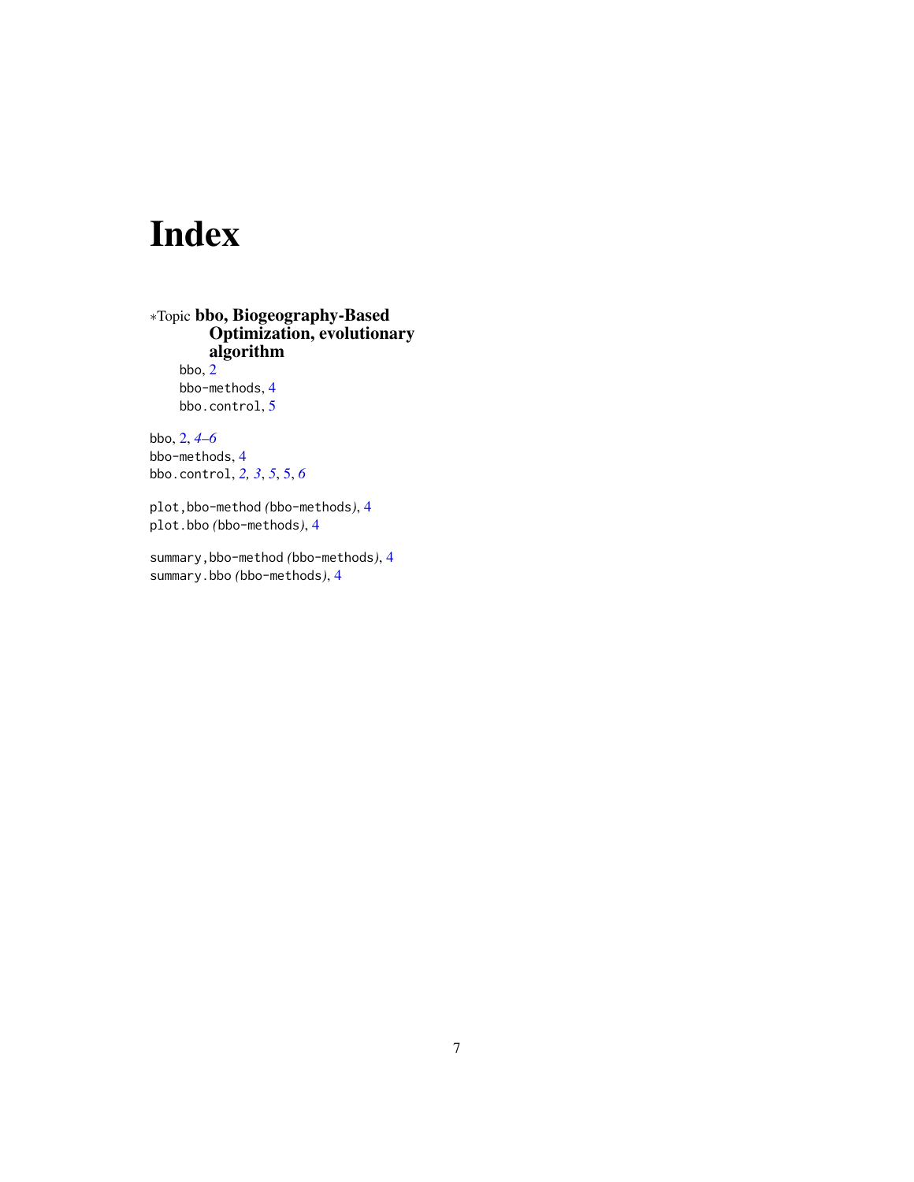# Index

*Topic **bbo, Biogeography-Based Optimization, evolutionary algorithm**

- bbo, 2
- bbo-methods, 4
- bbo.control, 5

bbo, 2, *4–6*
bbo-methods, 4
bbo.control, *2, 3*, *5*, 5, *6*

plot,bbo-method *(*bbo-methods*)*, 4
plot.bbo *(*bbo-methods*)*, 4

summary,bbo-method *(*bbo-methods*)*, 4
summary.bbo *(*bbo-methods*)*, 4